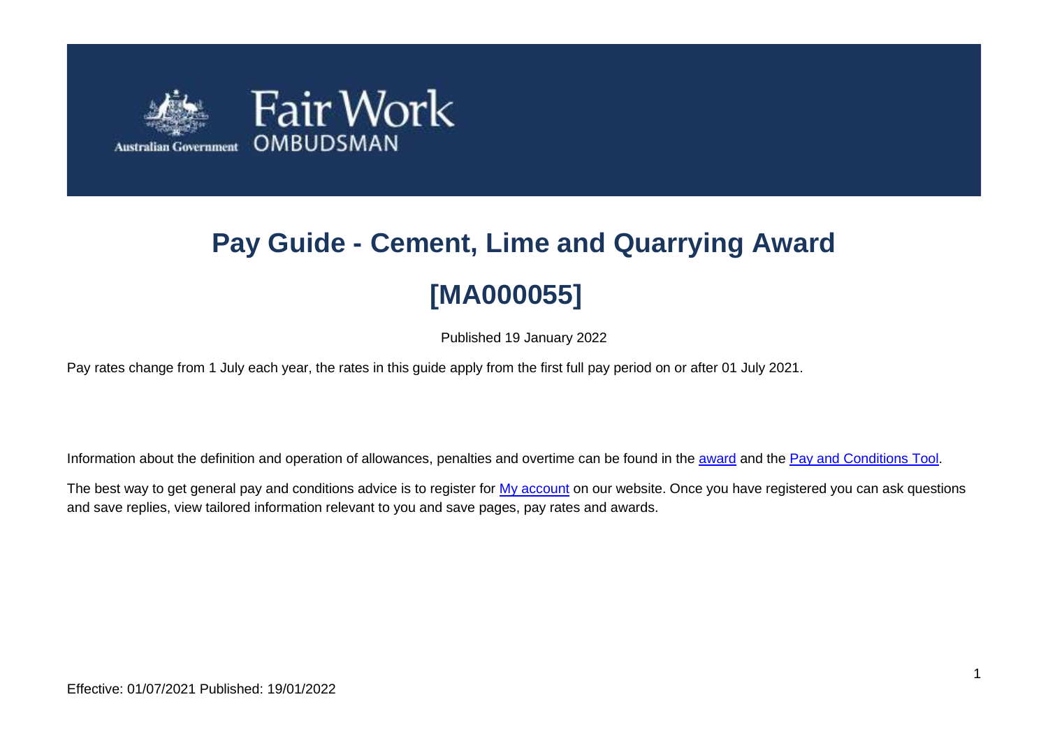# Pay Guide - Cement, Lime and Quarrying Award

# [MA000055]

Published 19 January 2022

Pay rates change from 1 July each year, the rates in this guide apply from the first full pay period on or after 01 July 2021.

Information about the definition and operation of allowances, penalties and overtime can be found in the award and the Pay and Conditions Tool.

The best way to get general pay and conditions advice is to register for My account on our website. Once you have registered you can ask questions and save replies, view tailored information relevant to you and save pages, pay rates and awards.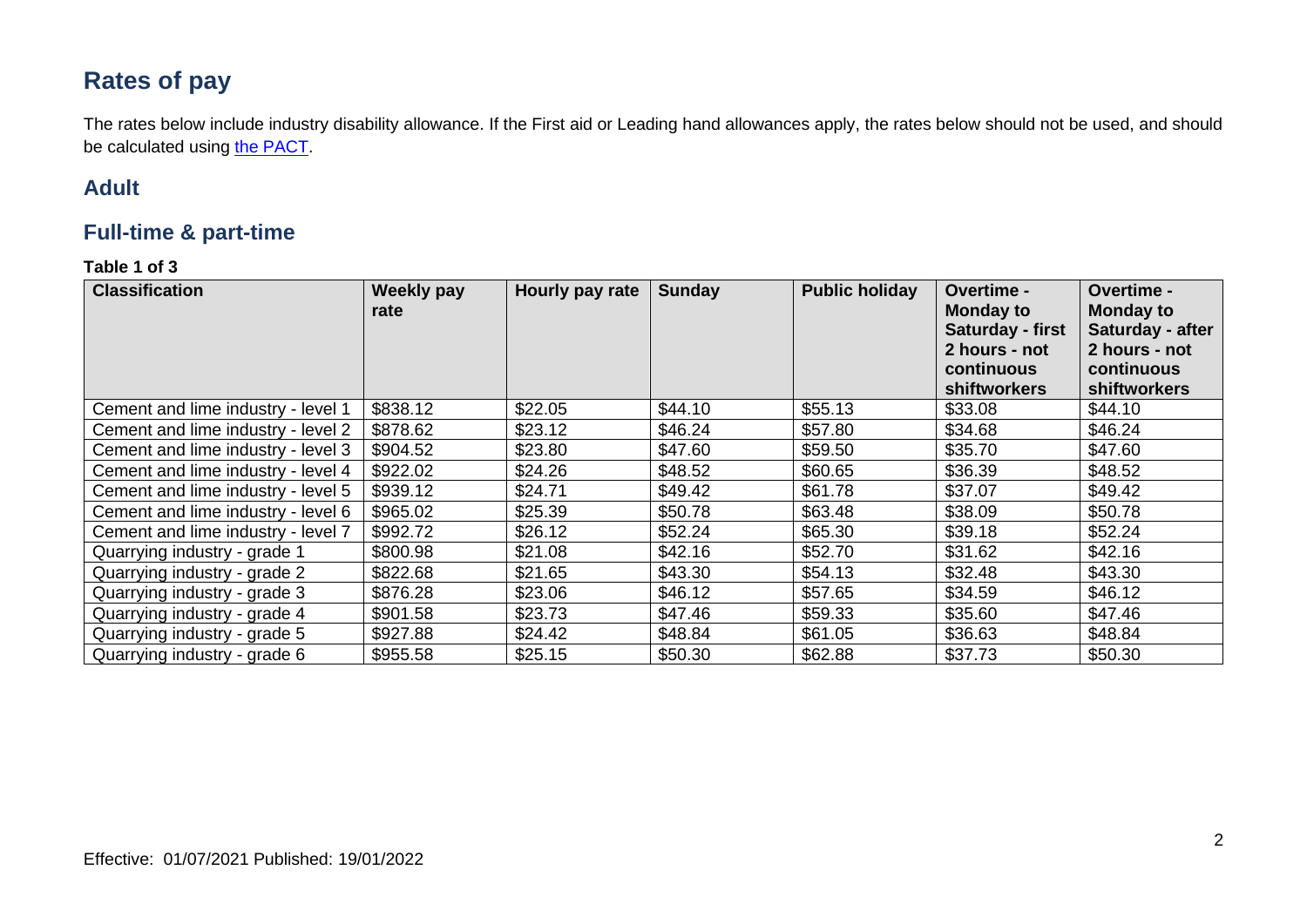# Rates of pay

The rates below include industry disability allowance. If the First aid or Leading hand allowances apply, the rates below should not be used, and should be calculated using [the PACT](the PACT).

## Adult

## Full-time & part-time

**Table 1 of 3**

| Classification | Weekly pay rate | Hourly pay rate | Sunday | Public holiday | Overtime - Monday to Saturday - first 2 hours - not continuous shiftworkers | Overtime - Monday to Saturday - after 2 hours - not continuous shiftworkers |
|---|---|---|---|---|---|---|
| Cement and lime industry - level 1 | $838.12 | $22.05 | $44.10 | $55.13 | $33.08 | $44.10 |
| Cement and lime industry - level 2 | $878.62 | $23.12 | $46.24 | $57.80 | $34.68 | $46.24 |
| Cement and lime industry - level 3 | $904.52 | $23.80 | $47.60 | $59.50 | $35.70 | $47.60 |
| Cement and lime industry - level 4 | $922.02 | $24.26 | $48.52 | $60.65 | $36.39 | $48.52 |
| Cement and lime industry - level 5 | $939.12 | $24.71 | $49.42 | $61.78 | $37.07 | $49.42 |
| Cement and lime industry - level 6 | $965.02 | $25.39 | $50.78 | $63.48 | $38.09 | $50.78 |
| Cement and lime industry - level 7 | $992.72 | $26.12 | $52.24 | $65.30 | $39.18 | $52.24 |
| Quarrying industry - grade 1 | $800.98 | $21.08 | $42.16 | $52.70 | $31.62 | $42.16 |
| Quarrying industry - grade 2 | $822.68 | $21.65 | $43.30 | $54.13 | $32.48 | $43.30 |
| Quarrying industry - grade 3 | $876.28 | $23.06 | $46.12 | $57.65 | $34.59 | $46.12 |
| Quarrying industry - grade 4 | $901.58 | $23.73 | $47.46 | $59.33 | $35.60 | $47.46 |
| Quarrying industry - grade 5 | $927.88 | $24.42 | $48.84 | $61.05 | $36.63 | $48.84 |
| Quarrying industry - grade 6 | $955.58 | $25.15 | $50.30 | $62.88 | $37.73 | $50.30 |

Effective: 01/07/2021 Published: 19/01/2022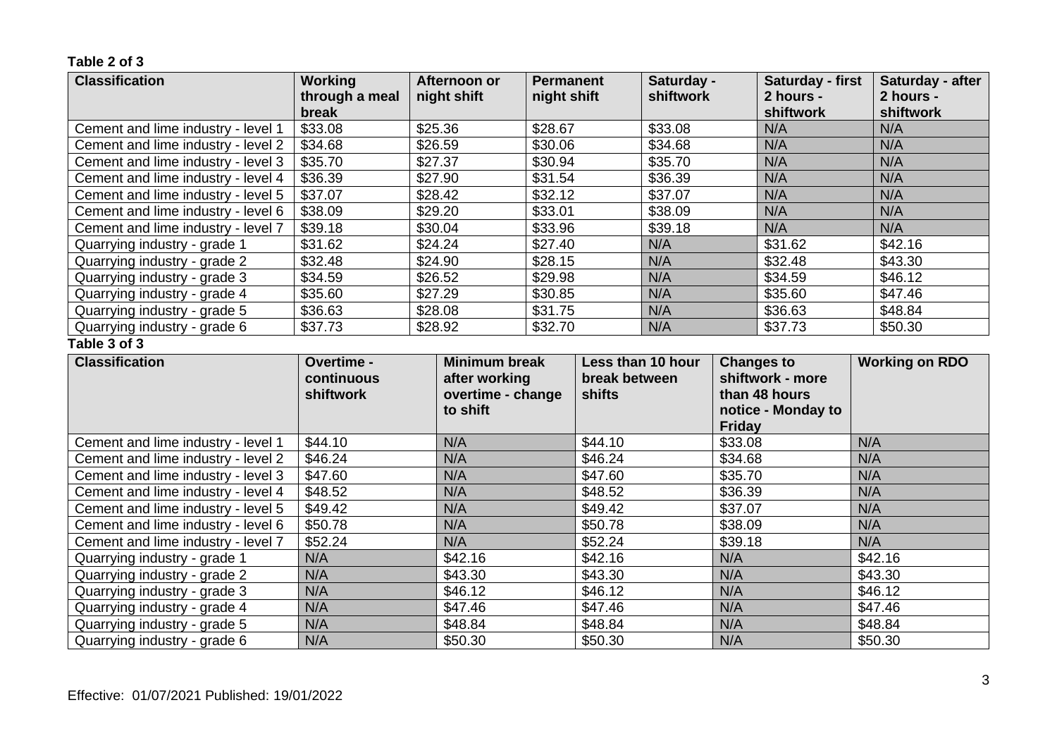**Table 2 of 3**

| Classification | Working through a meal break | Afternoon or night shift | Permanent night shift | Saturday - shiftwork | Saturday - first 2 hours - shiftwork | Saturday - after 2 hours - shiftwork |
|---|---|---|---|---|---|---|
| Cement and lime industry - level 1 | $33.08 | $25.36 | $28.67 | $33.08 | N/A | N/A |
| Cement and lime industry - level 2 | $34.68 | $26.59 | $30.06 | $34.68 | N/A | N/A |
| Cement and lime industry - level 3 | $35.70 | $27.37 | $30.94 | $35.70 | N/A | N/A |
| Cement and lime industry - level 4 | $36.39 | $27.90 | $31.54 | $36.39 | N/A | N/A |
| Cement and lime industry - level 5 | $37.07 | $28.42 | $32.12 | $37.07 | N/A | N/A |
| Cement and lime industry - level 6 | $38.09 | $29.20 | $33.01 | $38.09 | N/A | N/A |
| Cement and lime industry - level 7 | $39.18 | $30.04 | $33.96 | $39.18 | N/A | N/A |
| Quarrying industry - grade 1 | $31.62 | $24.24 | $27.40 | N/A | $31.62 | $42.16 |
| Quarrying industry - grade 2 | $32.48 | $24.90 | $28.15 | N/A | $32.48 | $43.30 |
| Quarrying industry - grade 3 | $34.59 | $26.52 | $29.98 | N/A | $34.59 | $46.12 |
| Quarrying industry - grade 4 | $35.60 | $27.29 | $30.85 | N/A | $35.60 | $47.46 |
| Quarrying industry - grade 5 | $36.63 | $28.08 | $31.75 | N/A | $36.63 | $48.84 |
| Quarrying industry - grade 6 | $37.73 | $28.92 | $32.70 | N/A | $37.73 | $50.30 |

**Table 3 of 3**

| Classification | Overtime - continuous shiftwork | Minimum break after working overtime - change to shift | Less than 10 hour break between shifts | Changes to shiftwork - more than 48 hours notice - Monday to Friday | Working on RDO |
|---|---|---|---|---|---|
| Cement and lime industry - level 1 | $44.10 | N/A | $44.10 | $33.08 | N/A |
| Cement and lime industry - level 2 | $46.24 | N/A | $46.24 | $34.68 | N/A |
| Cement and lime industry - level 3 | $47.60 | N/A | $47.60 | $35.70 | N/A |
| Cement and lime industry - level 4 | $48.52 | N/A | $48.52 | $36.39 | N/A |
| Cement and lime industry - level 5 | $49.42 | N/A | $49.42 | $37.07 | N/A |
| Cement and lime industry - level 6 | $50.78 | N/A | $50.78 | $38.09 | N/A |
| Cement and lime industry - level 7 | $52.24 | N/A | $52.24 | $39.18 | N/A |
| Quarrying industry - grade 1 | N/A | $42.16 | $42.16 | N/A | $42.16 |
| Quarrying industry - grade 2 | N/A | $43.30 | $43.30 | N/A | $43.30 |
| Quarrying industry - grade 3 | N/A | $46.12 | $46.12 | N/A | $46.12 |
| Quarrying industry - grade 4 | N/A | $47.46 | $47.46 | N/A | $47.46 |
| Quarrying industry - grade 5 | N/A | $48.84 | $48.84 | N/A | $48.84 |
| Quarrying industry - grade 6 | N/A | $50.30 | $50.30 | N/A | $50.30 |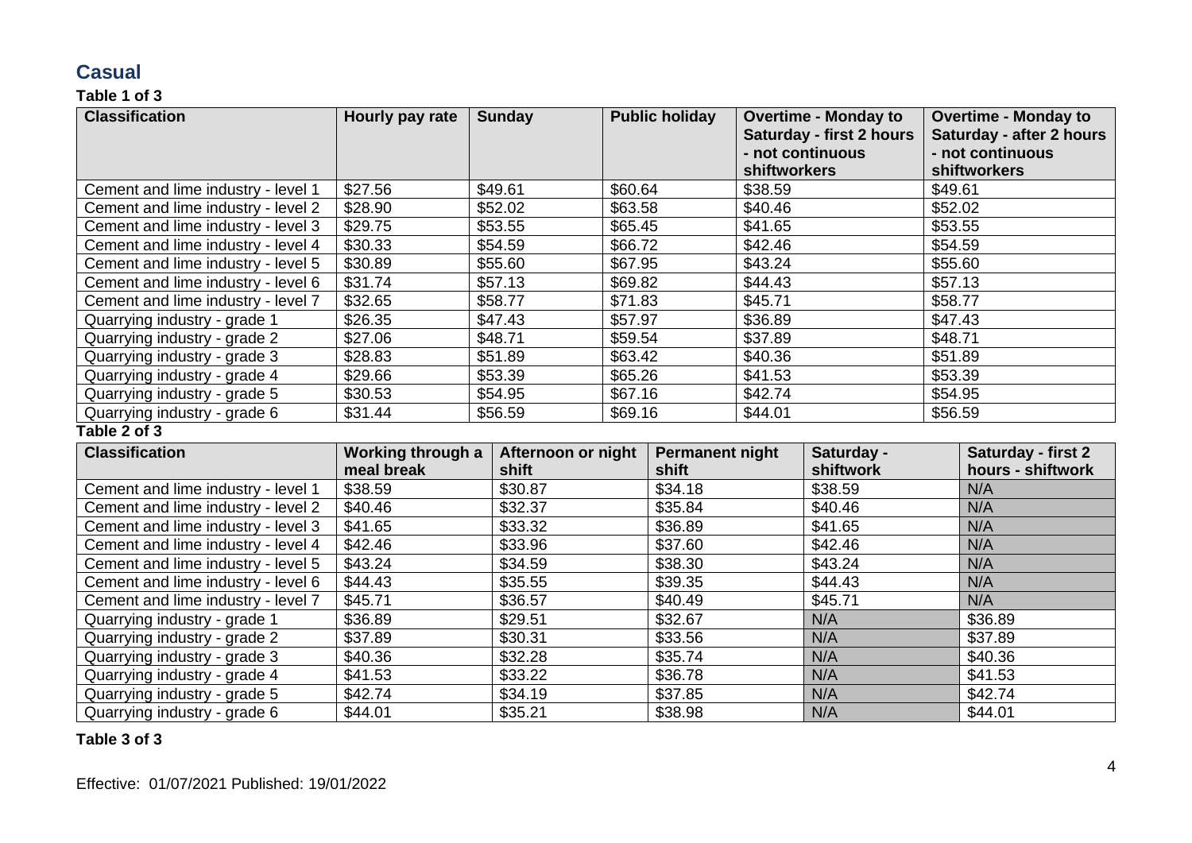## Casual

**Table 1 of 3**

| Classification | Hourly pay rate | Sunday | Public holiday | Overtime - Monday to Saturday - first 2 hours - not continuous shiftworkers | Overtime - Monday to Saturday - after 2 hours - not continuous shiftworkers |
|---|---|---|---|---|---|
| Cement and lime industry - level 1 | $27.56 | $49.61 | $60.64 | $38.59 | $49.61 |
| Cement and lime industry - level 2 | $28.90 | $52.02 | $63.58 | $40.46 | $52.02 |
| Cement and lime industry - level 3 | $29.75 | $53.55 | $65.45 | $41.65 | $53.55 |
| Cement and lime industry - level 4 | $30.33 | $54.59 | $66.72 | $42.46 | $54.59 |
| Cement and lime industry - level 5 | $30.89 | $55.60 | $67.95 | $43.24 | $55.60 |
| Cement and lime industry - level 6 | $31.74 | $57.13 | $69.82 | $44.43 | $57.13 |
| Cement and lime industry - level 7 | $32.65 | $58.77 | $71.83 | $45.71 | $58.77 |
| Quarrying industry - grade 1 | $26.35 | $47.43 | $57.97 | $36.89 | $47.43 |
| Quarrying industry - grade 2 | $27.06 | $48.71 | $59.54 | $37.89 | $48.71 |
| Quarrying industry - grade 3 | $28.83 | $51.89 | $63.42 | $40.36 | $51.89 |
| Quarrying industry - grade 4 | $29.66 | $53.39 | $65.26 | $41.53 | $53.39 |
| Quarrying industry - grade 5 | $30.53 | $54.95 | $67.16 | $42.74 | $54.95 |
| Quarrying industry - grade 6 | $31.44 | $56.59 | $69.16 | $44.01 | $56.59 |

**Table 2 of 3**

| Classification | Working through a meal break | Afternoon or night shift | Permanent night shift | Saturday - shiftwork | Saturday - first 2 hours - shiftwork |
|---|---|---|---|---|---|
| Cement and lime industry - level 1 | $38.59 | $30.87 | $34.18 | $38.59 | N/A |
| Cement and lime industry - level 2 | $40.46 | $32.37 | $35.84 | $40.46 | N/A |
| Cement and lime industry - level 3 | $41.65 | $33.32 | $36.89 | $41.65 | N/A |
| Cement and lime industry - level 4 | $42.46 | $33.96 | $37.60 | $42.46 | N/A |
| Cement and lime industry - level 5 | $43.24 | $34.59 | $38.30 | $43.24 | N/A |
| Cement and lime industry - level 6 | $44.43 | $35.55 | $39.35 | $44.43 | N/A |
| Cement and lime industry - level 7 | $45.71 | $36.57 | $40.49 | $45.71 | N/A |
| Quarrying industry - grade 1 | $36.89 | $29.51 | $32.67 | N/A | $36.89 |
| Quarrying industry - grade 2 | $37.89 | $30.31 | $33.56 | N/A | $37.89 |
| Quarrying industry - grade 3 | $40.36 | $32.28 | $35.74 | N/A | $40.36 |
| Quarrying industry - grade 4 | $41.53 | $33.22 | $36.78 | N/A | $41.53 |
| Quarrying industry - grade 5 | $42.74 | $34.19 | $37.85 | N/A | $42.74 |
| Quarrying industry - grade 6 | $44.01 | $35.21 | $38.98 | N/A | $44.01 |

**Table 3 of 3**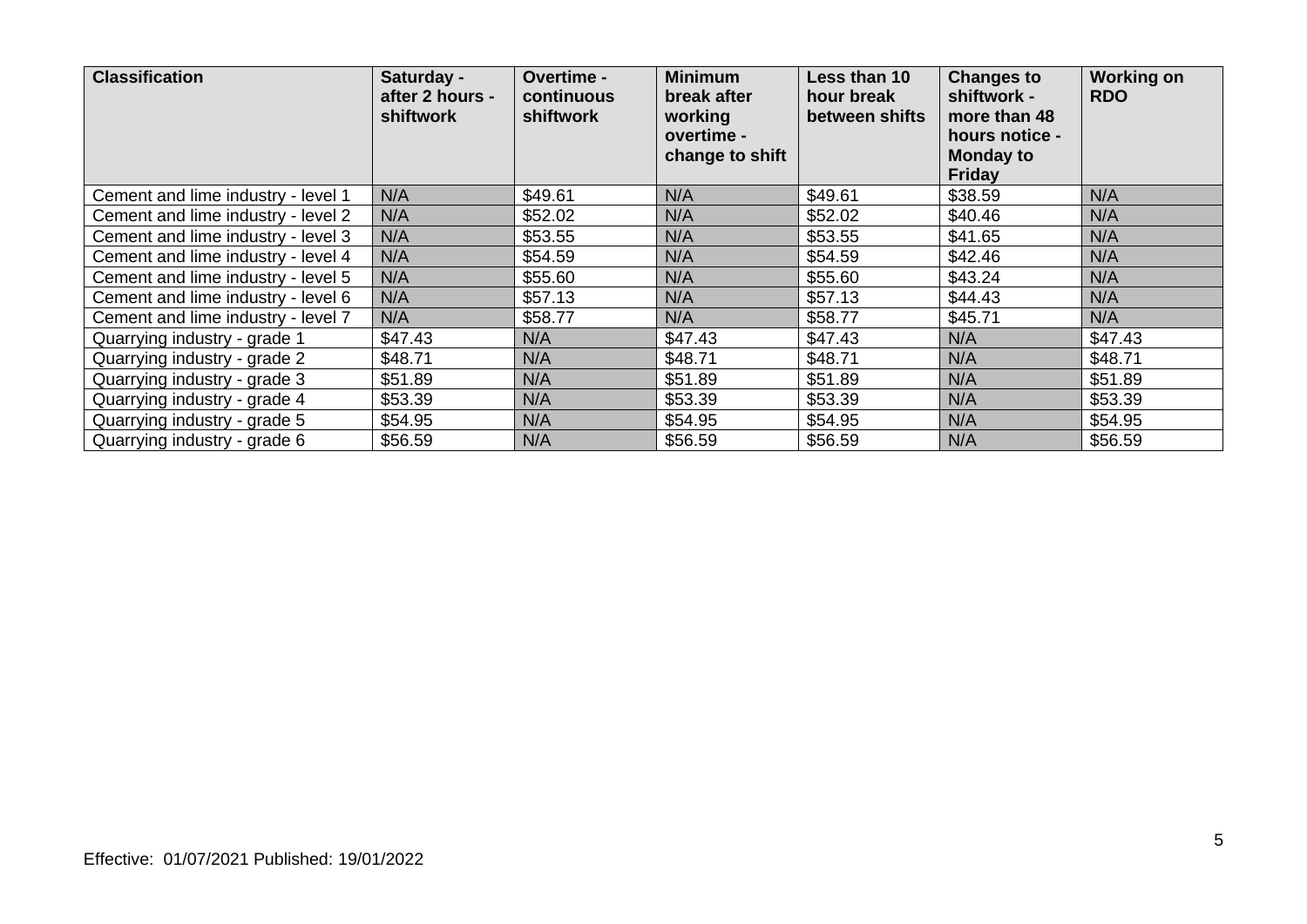| Classification | Saturday - after 2 hours - shiftwork | Overtime - continuous shiftwork | Minimum break after working overtime - change to shift | Less than 10 hour break between shifts | Changes to shiftwork - more than 48 hours notice - Monday to Friday | Working on RDO |
|---|---|---|---|---|---|---|
| Cement and lime industry - level 1 | N/A | $49.61 | N/A | $49.61 | $38.59 | N/A |
| Cement and lime industry - level 2 | N/A | $52.02 | N/A | $52.02 | $40.46 | N/A |
| Cement and lime industry - level 3 | N/A | $53.55 | N/A | $53.55 | $41.65 | N/A |
| Cement and lime industry - level 4 | N/A | $54.59 | N/A | $54.59 | $42.46 | N/A |
| Cement and lime industry - level 5 | N/A | $55.60 | N/A | $55.60 | $43.24 | N/A |
| Cement and lime industry - level 6 | N/A | $57.13 | N/A | $57.13 | $44.43 | N/A |
| Cement and lime industry - level 7 | N/A | $58.77 | N/A | $58.77 | $45.71 | N/A |
| Quarrying industry - grade 1 | $47.43 | N/A | $47.43 | $47.43 | N/A | $47.43 |
| Quarrying industry - grade 2 | $48.71 | N/A | $48.71 | $48.71 | N/A | $48.71 |
| Quarrying industry - grade 3 | $51.89 | N/A | $51.89 | $51.89 | N/A | $51.89 |
| Quarrying industry - grade 4 | $53.39 | N/A | $53.39 | $53.39 | N/A | $53.39 |
| Quarrying industry - grade 5 | $54.95 | N/A | $54.95 | $54.95 | N/A | $54.95 |
| Quarrying industry - grade 6 | $56.59 | N/A | $56.59 | $56.59 | N/A | $56.59 |

Effective: 01/07/2021 Published: 19/01/2022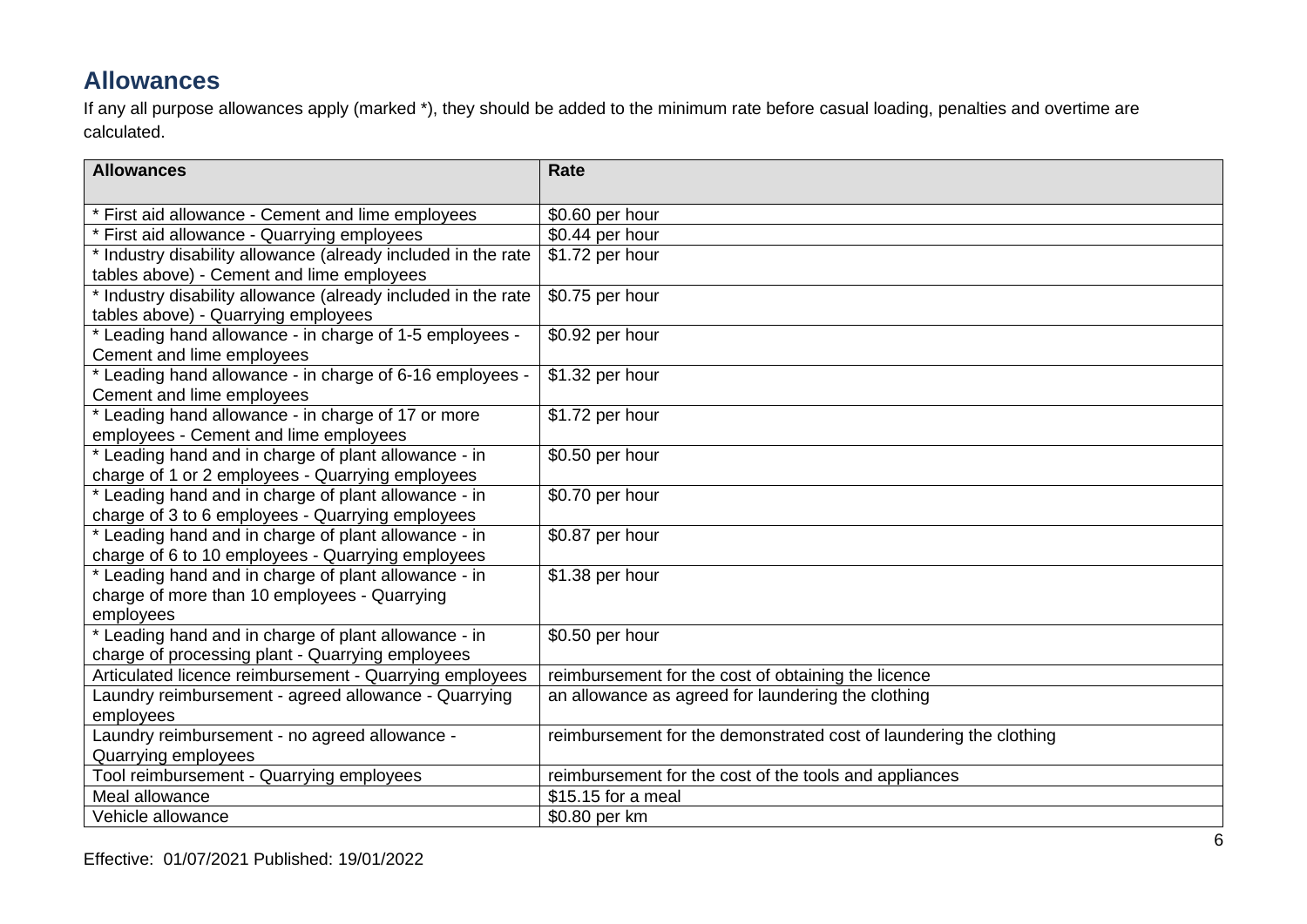## Allowances

If any all purpose allowances apply (marked *), they should be added to the minimum rate before casual loading, penalties and overtime are calculated.

| Allowances | Rate |
| --- | --- |
| * First aid allowance - Cement and lime employees | $0.60 per hour |
| * First aid allowance - Quarrying employees | $0.44 per hour |
| * Industry disability allowance (already included in the rate tables above) - Cement and lime employees | $1.72 per hour |
| * Industry disability allowance (already included in the rate tables above) - Quarrying employees | $0.75 per hour |
| * Leading hand allowance - in charge of 1-5 employees - Cement and lime employees | $0.92 per hour |
| * Leading hand allowance - in charge of 6-16 employees - Cement and lime employees | $1.32 per hour |
| * Leading hand allowance - in charge of 17 or more employees - Cement and lime employees | $1.72 per hour |
| * Leading hand and in charge of plant allowance - in charge of 1 or 2 employees - Quarrying employees | $0.50 per hour |
| * Leading hand and in charge of plant allowance - in charge of 3 to 6 employees - Quarrying employees | $0.70 per hour |
| * Leading hand and in charge of plant allowance - in charge of 6 to 10 employees - Quarrying employees | $0.87 per hour |
| * Leading hand and in charge of plant allowance - in charge of more than 10 employees - Quarrying employees | $1.38 per hour |
| * Leading hand and in charge of plant allowance - in charge of processing plant - Quarrying employees | $0.50 per hour |
| Articulated licence reimbursement - Quarrying employees | reimbursement for the cost of obtaining the licence |
| Laundry reimbursement - agreed allowance - Quarrying employees | an allowance as agreed for laundering the clothing |
| Laundry reimbursement - no agreed allowance - Quarrying employees | reimbursement for the demonstrated cost of laundering the clothing |
| Tool reimbursement - Quarrying employees | reimbursement for the cost of the tools and appliances |
| Meal allowance | $15.15 for a meal |
| Vehicle allowance | $0.80 per km |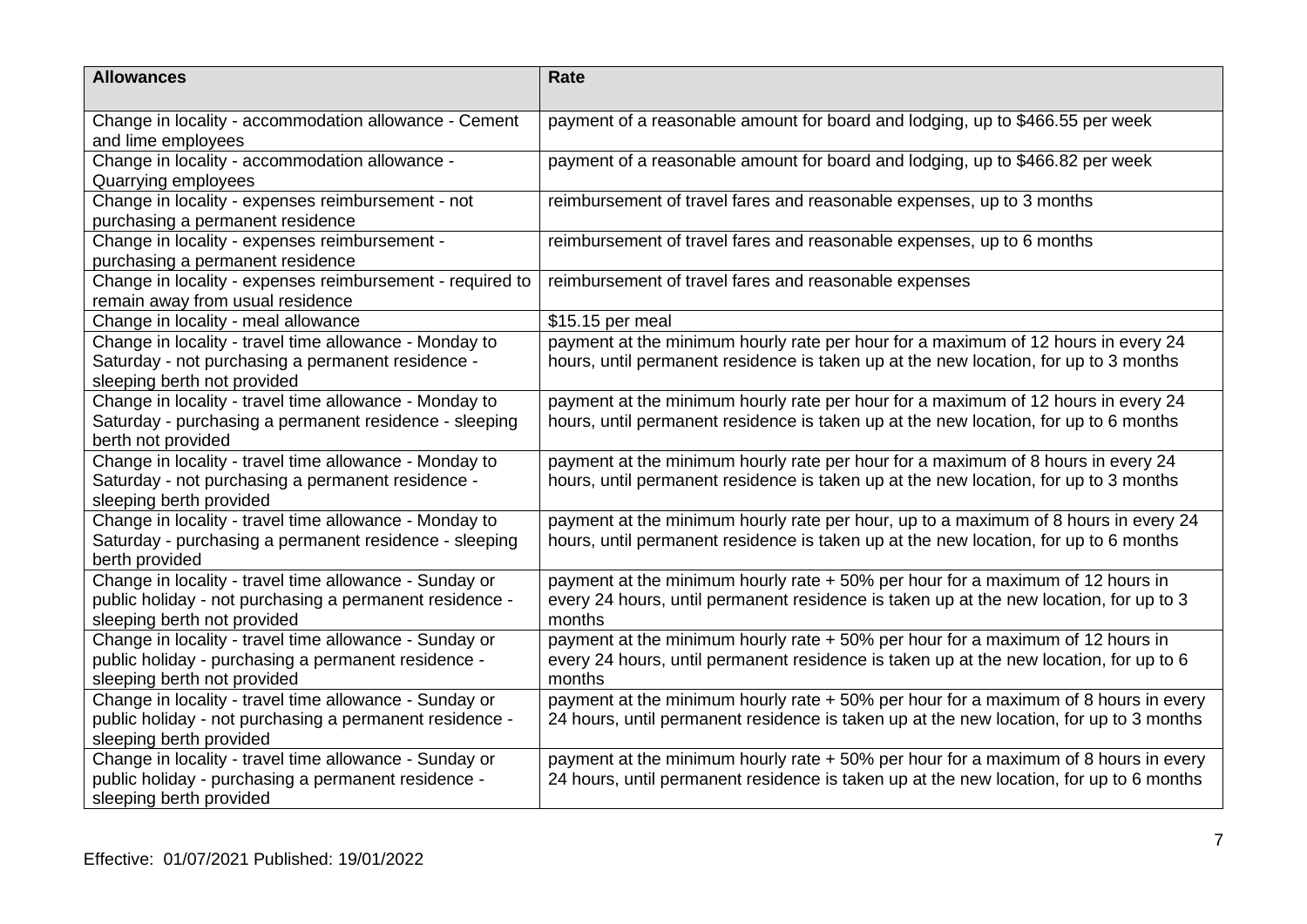| Allowances | Rate |
|---|---|
| Change in locality - accommodation allowance - Cement and lime employees | payment of a reasonable amount for board and lodging, up to $466.55 per week |
| Change in locality - accommodation allowance - Quarrying employees | payment of a reasonable amount for board and lodging, up to $466.82 per week |
| Change in locality - expenses reimbursement - not purchasing a permanent residence | reimbursement of travel fares and reasonable expenses, up to 3 months |
| Change in locality - expenses reimbursement - purchasing a permanent residence | reimbursement of travel fares and reasonable expenses, up to 6 months |
| Change in locality - expenses reimbursement - required to remain away from usual residence | reimbursement of travel fares and reasonable expenses |
| Change in locality - meal allowance | $15.15 per meal |
| Change in locality - travel time allowance - Monday to Saturday - not purchasing a permanent residence - sleeping berth not provided | payment at the minimum hourly rate per hour for a maximum of 12 hours in every 24 hours, until permanent residence is taken up at the new location, for up to 3 months |
| Change in locality - travel time allowance - Monday to Saturday - purchasing a permanent residence - sleeping berth not provided | payment at the minimum hourly rate per hour for a maximum of 12 hours in every 24 hours, until permanent residence is taken up at the new location, for up to 6 months |
| Change in locality - travel time allowance - Monday to Saturday - not purchasing a permanent residence - sleeping berth provided | payment at the minimum hourly rate per hour for a maximum of 8 hours in every 24 hours, until permanent residence is taken up at the new location, for up to 3 months |
| Change in locality - travel time allowance - Monday to Saturday - purchasing a permanent residence - sleeping berth provided | payment at the minimum hourly rate per hour, up to a maximum of 8 hours in every 24 hours, until permanent residence is taken up at the new location, for up to 6 months |
| Change in locality - travel time allowance - Sunday or public holiday - not purchasing a permanent residence - sleeping berth not provided | payment at the minimum hourly rate + 50% per hour for a maximum of 12 hours in every 24 hours, until permanent residence is taken up at the new location, for up to 3 months |
| Change in locality - travel time allowance - Sunday or public holiday - purchasing a permanent residence - sleeping berth not provided | payment at the minimum hourly rate + 50% per hour for a maximum of 12 hours in every 24 hours, until permanent residence is taken up at the new location, for up to 6 months |
| Change in locality - travel time allowance - Sunday or public holiday - not purchasing a permanent residence - sleeping berth provided | payment at the minimum hourly rate + 50% per hour for a maximum of 8 hours in every 24 hours, until permanent residence is taken up at the new location, for up to 3 months |
| Change in locality - travel time allowance - Sunday or public holiday - purchasing a permanent residence - sleeping berth provided | payment at the minimum hourly rate + 50% per hour for a maximum of 8 hours in every 24 hours, until permanent residence is taken up at the new location, for up to 6 months |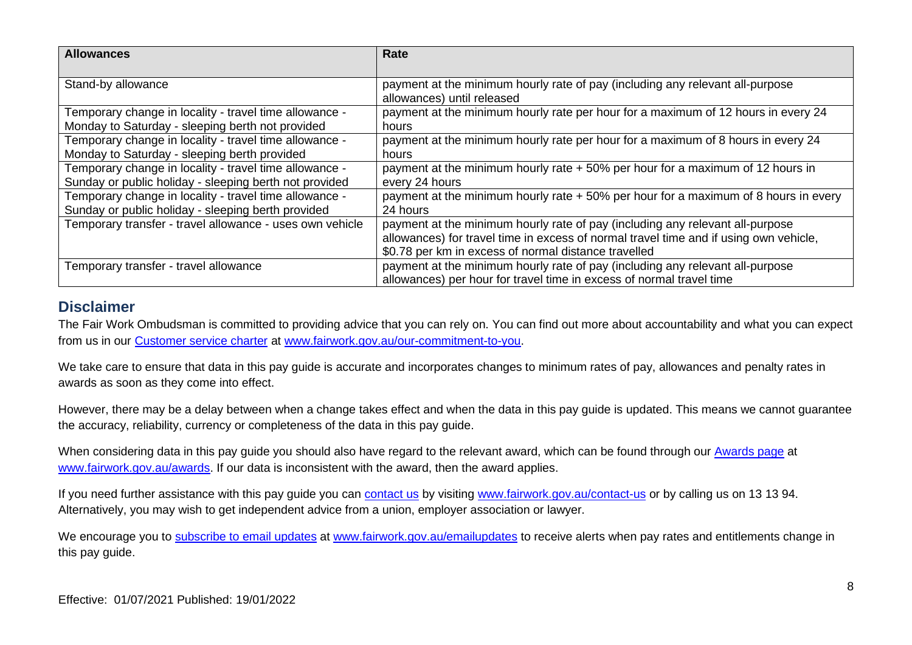| Allowances | Rate |
|---|---|
| Stand-by allowance | payment at the minimum hourly rate of pay (including any relevant all-purpose allowances) until released |
| Temporary change in locality - travel time allowance - Monday to Saturday - sleeping berth not provided | payment at the minimum hourly rate per hour for a maximum of 12 hours in every 24 hours |
| Temporary change in locality - travel time allowance - Monday to Saturday - sleeping berth provided | payment at the minimum hourly rate per hour for a maximum of 8 hours in every 24 hours |
| Temporary change in locality - travel time allowance - Sunday or public holiday - sleeping berth not provided | payment at the minimum hourly rate + 50% per hour for a maximum of 12 hours in every 24 hours |
| Temporary change in locality - travel time allowance - Sunday or public holiday - sleeping berth provided | payment at the minimum hourly rate + 50% per hour for a maximum of 8 hours in every 24 hours |
| Temporary transfer - travel allowance - uses own vehicle | payment at the minimum hourly rate of pay (including any relevant all-purpose allowances) for travel time in excess of normal travel time and if using own vehicle, $0.78 per km in excess of normal distance travelled |
| Temporary transfer - travel allowance | payment at the minimum hourly rate of pay (including any relevant all-purpose allowances) per hour for travel time in excess of normal travel time |

## Disclaimer

The Fair Work Ombudsman is committed to providing advice that you can rely on. You can find out more about accountability and what you can expect from us in our Customer service charter at www.fairwork.gov.au/our-commitment-to-you.

We take care to ensure that data in this pay guide is accurate and incorporates changes to minimum rates of pay, allowances and penalty rates in awards as soon as they come into effect.

However, there may be a delay between when a change takes effect and when the data in this pay guide is updated. This means we cannot guarantee the accuracy, reliability, currency or completeness of the data in this pay guide.

When considering data in this pay guide you should also have regard to the relevant award, which can be found through our Awards page at www.fairwork.gov.au/awards. If our data is inconsistent with the award, then the award applies.

If you need further assistance with this pay guide you can contact us by visiting www.fairwork.gov.au/contact-us or by calling us on 13 13 94. Alternatively, you may wish to get independent advice from a union, employer association or lawyer.

We encourage you to subscribe to email updates at www.fairwork.gov.au/emailupdates to receive alerts when pay rates and entitlements change in this pay guide.

Effective: 01/07/2021 Published: 19/01/2022